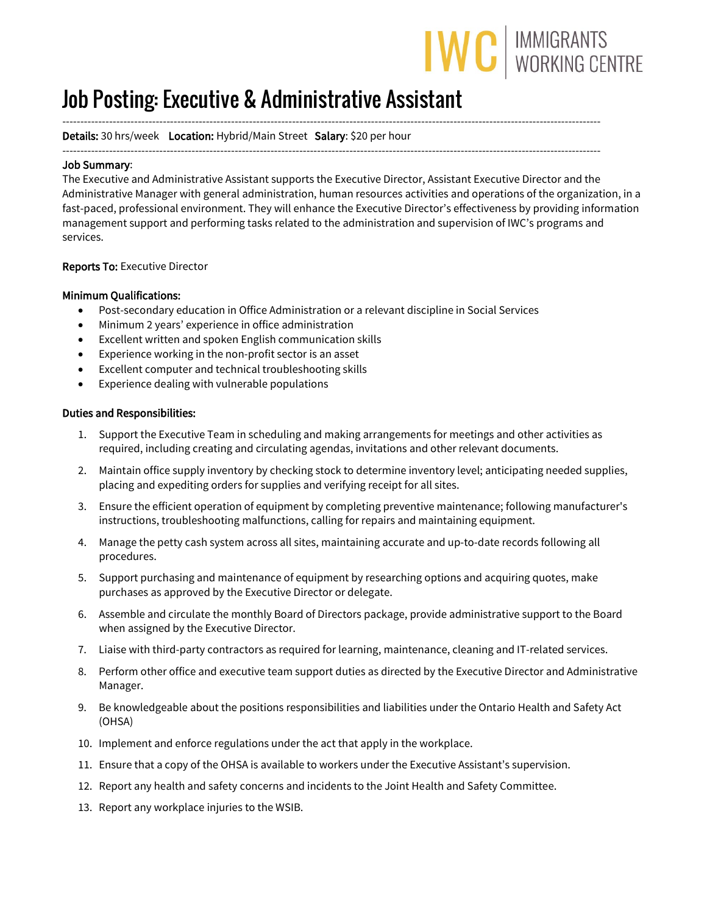IWC | IMMIGRANTS WORKING CENTRE

# Job Posting: Executive & Administrative Assistant

---

**Details:** 30 hrs/week **Location:** Hybrid/Main Street **Salary**: $20 per hour

---

**Job Summary**:
The Executive and Administrative Assistant supports the Executive Director, Assistant Executive Director and the Administrative Manager with general administration, human resources activities and operations of the organization, in a fast-paced, professional environment. They will enhance the Executive Director's effectiveness by providing information management support and performing tasks related to the administration and supervision of IWC's programs and services.

**Reports To:** Executive Director

**Minimum Qualifications:**

- Post-secondary education in Office Administration or a relevant discipline in Social Services
- Minimum 2 years' experience in office administration
- Excellent written and spoken English communication skills
- Experience working in the non-profit sector is an asset
- Excellent computer and technical troubleshooting skills
- Experience dealing with vulnerable populations

**Duties and Responsibilities:**

1. Support the Executive Team in scheduling and making arrangements for meetings and other activities as required, including creating and circulating agendas, invitations and other relevant documents.
2. Maintain office supply inventory by checking stock to determine inventory level; anticipating needed supplies, placing and expediting orders for supplies and verifying receipt for all sites.
3. Ensure the efficient operation of equipment by completing preventive maintenance; following manufacturer's instructions, troubleshooting malfunctions, calling for repairs and maintaining equipment.
4. Manage the petty cash system across all sites, maintaining accurate and up-to-date records following all procedures.
5. Support purchasing and maintenance of equipment by researching options and acquiring quotes, make purchases as approved by the Executive Director or delegate.
6. Assemble and circulate the monthly Board of Directors package, provide administrative support to the Board when assigned by the Executive Director.
7. Liaise with third-party contractors as required for learning, maintenance, cleaning and IT-related services.
8. Perform other office and executive team support duties as directed by the Executive Director and Administrative Manager.
9. Be knowledgeable about the positions responsibilities and liabilities under the Ontario Health and Safety Act (OHSA)
10. Implement and enforce regulations under the act that apply in the workplace.
11. Ensure that a copy of the OHSA is available to workers under the Executive Assistant's supervision.
12. Report any health and safety concerns and incidents to the Joint Health and Safety Committee.
13. Report any workplace injuries to the WSIB.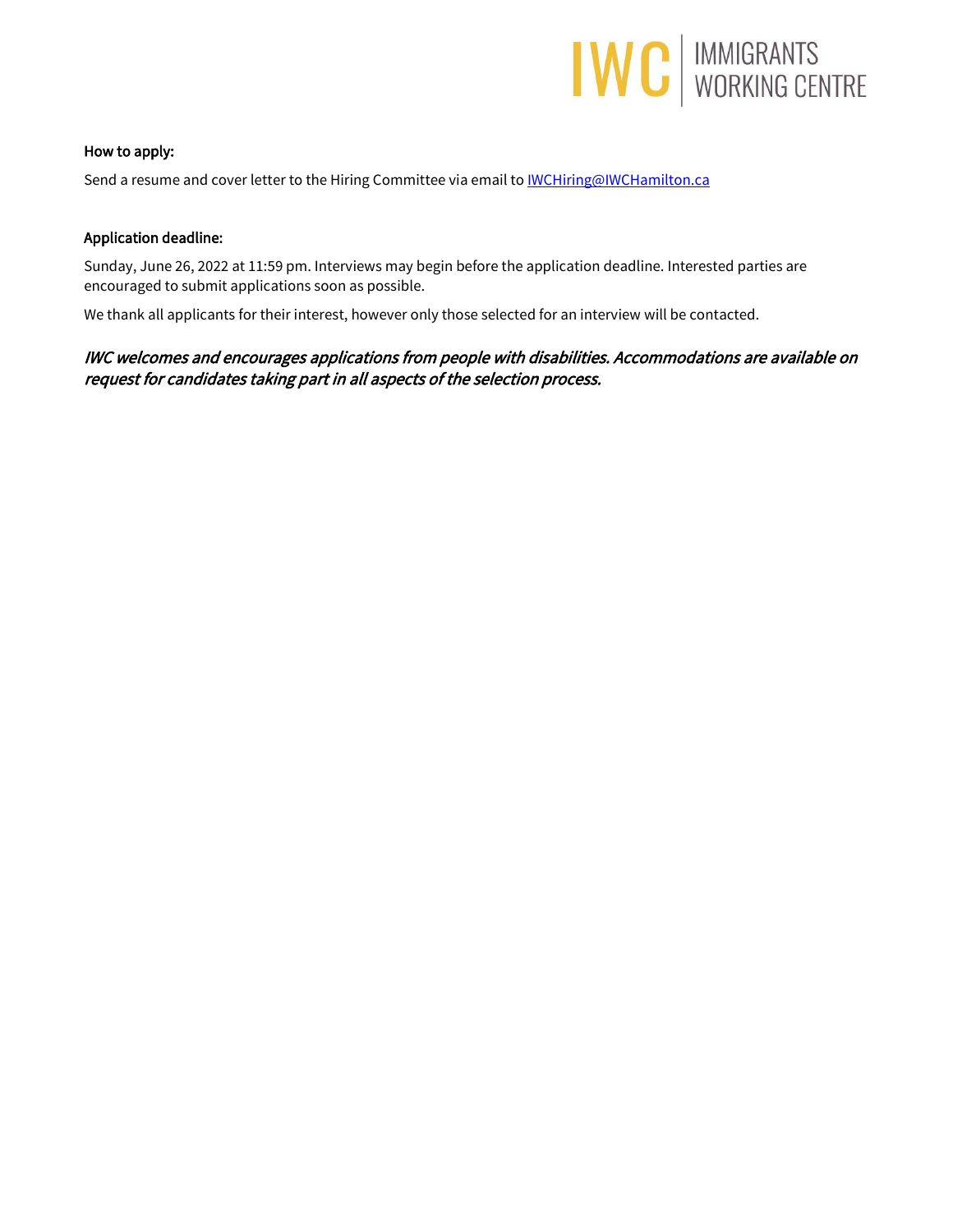**How to apply:**

Send a resume and cover letter to the Hiring Committee via email to IWCHiring@IWCHamilton.ca

**Application deadline:**

Sunday, June 26, 2022 at 11:59 pm. Interviews may begin before the application deadline. Interested parties are encouraged to submit applications soon as possible.

We thank all applicants for their interest, however only those selected for an interview will be contacted.

*IWC welcomes and encourages applications from people with disabilities. Accommodations are available on request for candidates taking part in all aspects of the selection process.*